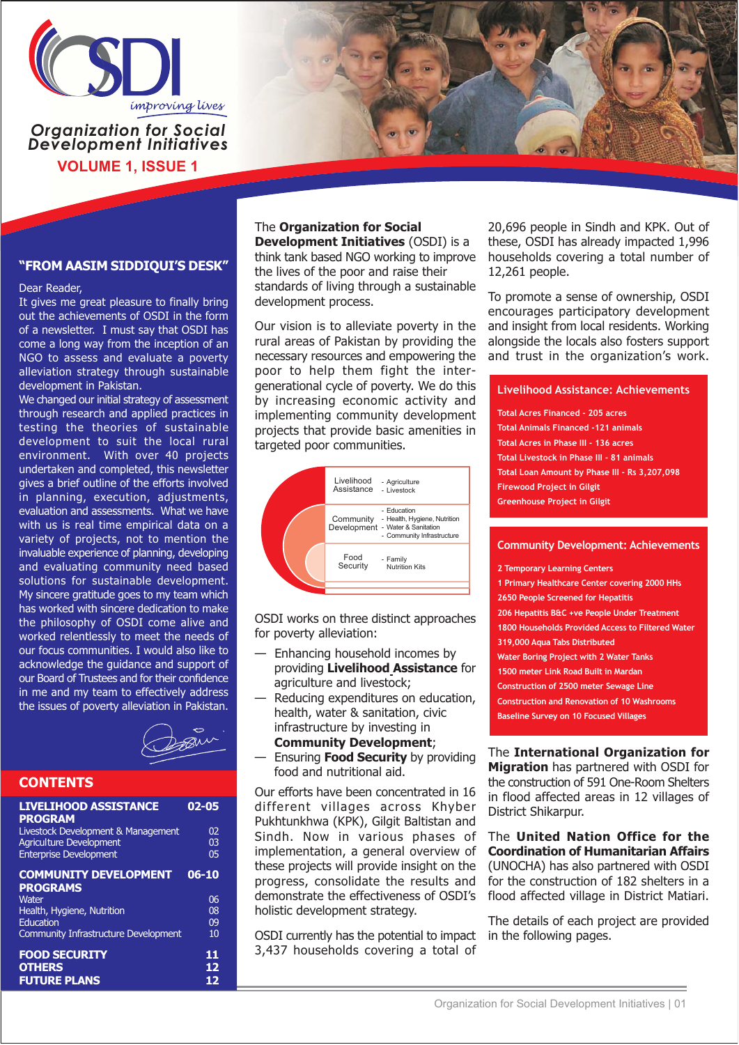# OSDI

*improving lives*

## Organization for Social Development Initiatives

**VOLUME 1, ISSUE 1**

## "FROM AASIM SIDDIQUI'S DESK"

Dear Reader,

It gives me great pleasure to finally bring out the achievements of OSDI in the form of a newsletter. I must say that OSDI has come a long way from the inception of an NGO to assess and evaluate a poverty alleviation strategy through sustainable development in Pakistan.

We changed our initial strategy of assessment through research and applied practices in testing the theories of sustainable development to suit the local rural environment. With over 40 projects undertaken and completed, this newsletter gives a brief outline of the efforts involved in planning, execution, adjustments, evaluation and assessments. What we have with us is real time empirical data on a variety of projects, not to mention the invaluable experience of planning, developing and evaluating community need based solutions for sustainable development. My sincere gratitude goes to my team which has worked with sincere dedication to make the philosophy of OSDI come alive and worked relentlessly to meet the needs of our focus communities. I would also like to acknowledge the guidance and support of our Board of Trustees and for their confidence in me and my team to effectively address the issues of poverty alleviation in Pakistan.

## CONTENTS

| | |
|---|---|
| **LIVELIHOOD ASSISTANCE PROGRAM** | **02-05** |
| Livestock Development & Management | 02 |
| Agriculture Development | 03 |
| Enterprise Development | 05 |
| **COMMUNITY DEVELOPMENT PROGRAMS** | **06-10** |
| Water | 06 |
| Health, Hygiene, Nutrition | 08 |
| Education | 09 |
| Community Infrastructure Development | 10 |
| **FOOD SECURITY** | **11** |
| **OTHERS** | **12** |
| **FUTURE PLANS** | **12** |

The **Organization for Social Development Initiatives** (OSDI) is a think tank based NGO working to improve the lives of the poor and raise their standards of living through a sustainable development process.

Our vision is to alleviate poverty in the rural areas of Pakistan by providing the necessary resources and empowering the poor to help them fight the inter-generational cycle of poverty. We do this by increasing economic activity and implementing community development projects that provide basic amenities in targeted poor communities.

| | |
|---|---|
| Livelihood Assistance | - Agriculture<br>- Livestock |
| Community Development | - Education<br>- Health, Hygiene, Nutrition<br>- Water & Sanitation<br>- Community Infrastructure |
| Food Security | - Family Nutrition Kits |

OSDI works on three distinct approaches for poverty alleviation:

- Enhancing household incomes by providing **Livelihood Assistance** for agriculture and livestock;
- Reducing expenditures on education, health, water & sanitation, civic infrastructure by investing in **Community Development**;
- Ensuring **Food Security** by providing food and nutritional aid.

Our efforts have been concentrated in 16 different villages across Khyber Pukhtunkhwa (KPK), Gilgit Baltistan and Sindh. Now in various phases of implementation, a general overview of these projects will provide insight on the progress, consolidate the results and demonstrate the effectiveness of OSDI's holistic development strategy.

OSDI currently has the potential to impact 3,437 households covering a total of 20,696 people in Sindh and KPK. Out of these, OSDI has already impacted 1,996 households covering a total number of 12,261 people.

To promote a sense of ownership, OSDI encourages participatory development and insight from local residents. Working alongside the locals also fosters support and trust in the organization's work.

### Livelihood Assistance: Achievements

- Total Acres Financed - 205 acres
- Total Animals Financed -121 animals
- Total Acres in Phase III - 136 acres
- Total Livestock in Phase III - 81 animals
- Total Loan Amount by Phase III - Rs 3,207,098
- Firewood Project in Gilgit
- Greenhouse Project in Gilgit

### Community Development: Achievements

- 2 Temporary Learning Centers
- 1 Primary Healthcare Center covering 2000 HHs
- 2650 People Screened for Hepatitis
- 206 Hepatitis B&C +ve People Under Treatment
- 1800 Households Provided Access to Filtered Water
- 319,000 Aqua Tabs Distributed
- Water Boring Project with 2 Water Tanks
- 1500 meter Link Road Built in Mardan
- Construction of 2500 meter Sewage Line
- Construction and Renovation of 10 Washrooms
- Baseline Survey on 10 Focused Villages

The **International Organization for Migration** has partnered with OSDI for the construction of 591 One-Room Shelters in flood affected areas in 12 villages of District Shikarpur.

The **United Nation Office for the Coordination of Humanitarian Affairs** (UNOCHA) has also partnered with OSDI for the construction of 182 shelters in a flood affected village in District Matiari.

The details of each project are provided in the following pages.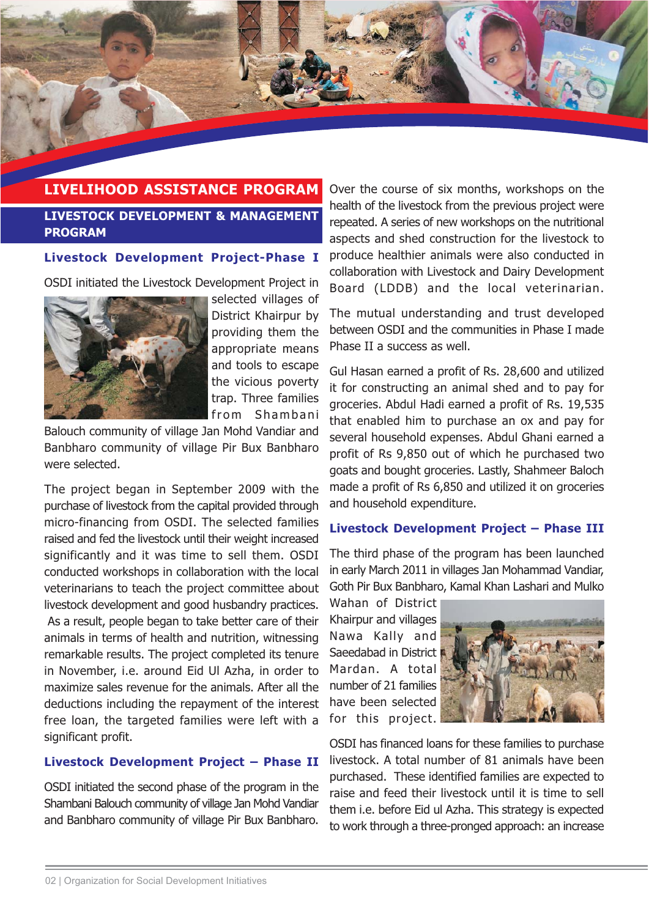# LIVELIHOOD ASSISTANCE PROGRAM

## LIVESTOCK DEVELOPMENT & MANAGEMENT PROGRAM

### Livestock Development Project-Phase I

OSDI initiated the Livestock Development Project in selected villages of District Khairpur by providing them the appropriate means and tools to escape the vicious poverty trap. Three families from Shambani Balouch community of village Jan Mohd Vandiar and Banbharo community of village Pir Bux Banbharo were selected.

The project began in September 2009 with the purchase of livestock from the capital provided through micro-financing from OSDI. The selected families raised and fed the livestock until their weight increased significantly and it was time to sell them. OSDI conducted workshops in collaboration with the local veterinarians to teach the project committee about livestock development and good husbandry practices. As a result, people began to take better care of their animals in terms of health and nutrition, witnessing remarkable results. The project completed its tenure in November, i.e. around Eid Ul Azha, in order to maximize sales revenue for the animals. After all the deductions including the repayment of the interest free loan, the targeted families were left with a significant profit.

### Livestock Development Project – Phase II

OSDI initiated the second phase of the program in the Shambani Balouch community of village Jan Mohd Vandiar and Banbharo community of village Pir Bux Banbharo.

Over the course of six months, workshops on the health of the livestock from the previous project were repeated. A series of new workshops on the nutritional aspects and shed construction for the livestock to produce healthier animals were also conducted in collaboration with Livestock and Dairy Development Board (LDDB) and the local veterinarian.

The mutual understanding and trust developed between OSDI and the communities in Phase I made Phase II a success as well.

Gul Hasan earned a profit of Rs. 28,600 and utilized it for constructing an animal shed and to pay for groceries. Abdul Hadi earned a profit of Rs. 19,535 that enabled him to purchase an ox and pay for several household expenses. Abdul Ghani earned a profit of Rs 9,850 out of which he purchased two goats and bought groceries. Lastly, Shahmeer Baloch made a profit of Rs 6,850 and utilized it on groceries and household expenditure.

### Livestock Development Project – Phase III

The third phase of the program has been launched in early March 2011 in villages Jan Mohammad Vandiar, Goth Pir Bux Banbharo, Kamal Khan Lashari and Mulko Wahan of District Khairpur and villages Nawa Kally and Saeedabad in District Mardan. A total number of 21 families have been selected for this project.

OSDI has financed loans for these families to purchase livestock. A total number of 81 animals have been purchased. These identified families are expected to raise and feed their livestock until it is time to sell them i.e. before Eid ul Azha. This strategy is expected to work through a three-pronged approach: an increase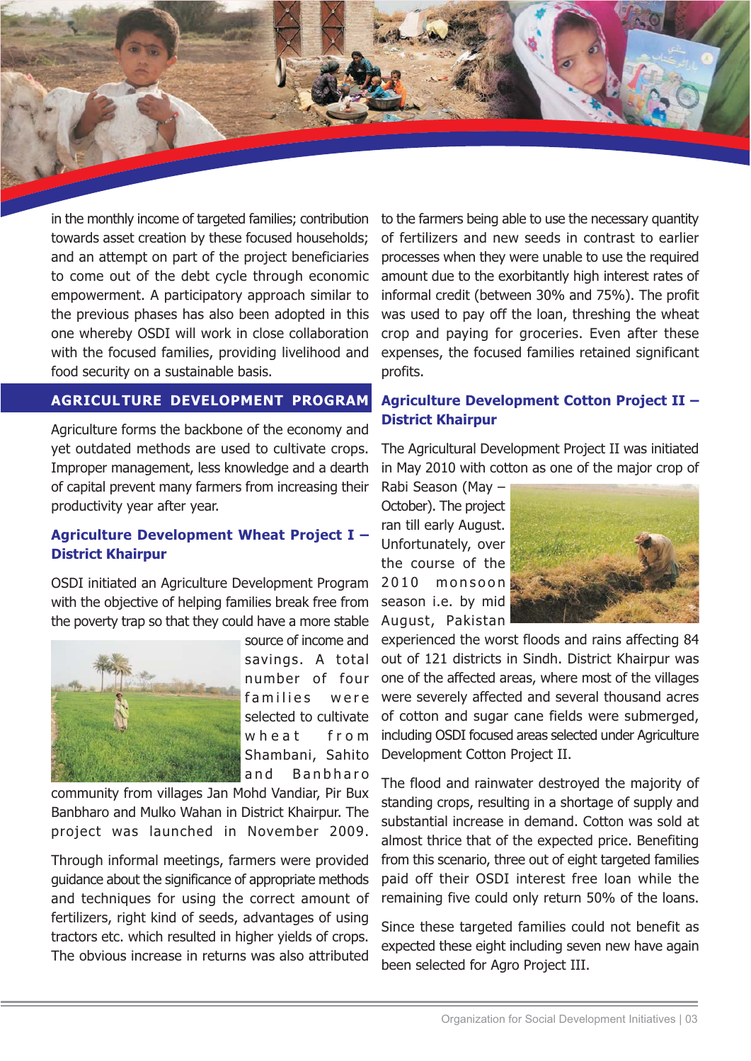in the monthly income of targeted families; contribution towards asset creation by these focused households; and an attempt on part of the project beneficiaries to come out of the debt cycle through economic empowerment. A participatory approach similar to the previous phases has also been adopted in this one whereby OSDI will work in close collaboration with the focused families, providing livelihood and food security on a sustainable basis.

## AGRICULTURE DEVELOPMENT PROGRAM

Agriculture forms the backbone of the economy and yet outdated methods are used to cultivate crops. Improper management, less knowledge and a dearth of capital prevent many farmers from increasing their productivity year after year.

### Agriculture Development Wheat Project I – District Khairpur

OSDI initiated an Agriculture Development Program with the objective of helping families break free from the poverty trap so that they could have a more stable source of income and savings. A total number of four families were selected to cultivate wheat from Shambani, Sahito and Banbharo community from villages Jan Mohd Vandiar, Pir Bux Banbharo and Mulko Wahan in District Khairpur. The project was launched in November 2009.

Through informal meetings, farmers were provided guidance about the significance of appropriate methods and techniques for using the correct amount of fertilizers, right kind of seeds, advantages of using tractors etc. which resulted in higher yields of crops. The obvious increase in returns was also attributed to the farmers being able to use the necessary quantity of fertilizers and new seeds in contrast to earlier processes when they were unable to use the required amount due to the exorbitantly high interest rates of informal credit (between 30% and 75%). The profit was used to pay off the loan, threshing the wheat crop and paying for groceries. Even after these expenses, the focused families retained significant profits.

### Agriculture Development Cotton Project II – District Khairpur

The Agricultural Development Project II was initiated in May 2010 with cotton as one of the major crop of Rabi Season (May – October). The project ran till early August. Unfortunately, over the course of the 2010 monsoon season i.e. by mid August, Pakistan experienced the worst floods and rains affecting 84 out of 121 districts in Sindh. District Khairpur was one of the affected areas, where most of the villages were severely affected and several thousand acres of cotton and sugar cane fields were submerged, including OSDI focused areas selected under Agriculture Development Cotton Project II.

The flood and rainwater destroyed the majority of standing crops, resulting in a shortage of supply and substantial increase in demand. Cotton was sold at almost thrice that of the expected price. Benefiting from this scenario, three out of eight targeted families paid off their OSDI interest free loan while the remaining five could only return 50% of the loans.

Since these targeted families could not benefit as expected these eight including seven new have again been selected for Agro Project III.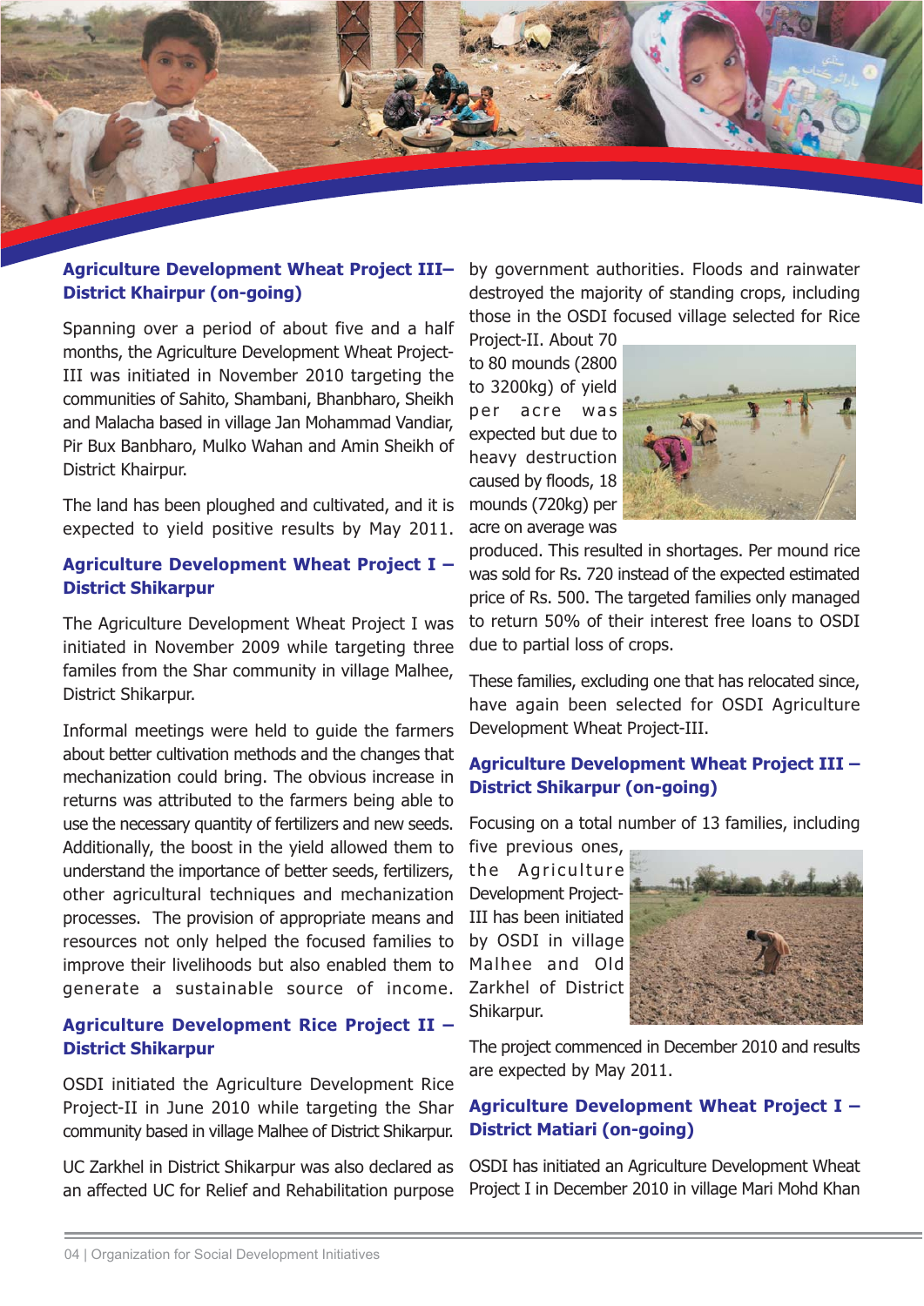## Agriculture Development Wheat Project III– District Khairpur (on-going)

Spanning over a period of about five and a half months, the Agriculture Development Wheat Project-III was initiated in November 2010 targeting the communities of Sahito, Shambani, Bhanbharo, Sheikh and Malacha based in village Jan Mohammad Vandiar, Pir Bux Banbharo, Mulko Wahan and Amin Sheikh of District Khairpur.

The land has been ploughed and cultivated, and it is expected to yield positive results by May 2011.

## Agriculture Development Wheat Project I – District Shikarpur

The Agriculture Development Wheat Project I was initiated in November 2009 while targeting three familes from the Shar community in village Malhee, District Shikarpur.

Informal meetings were held to guide the farmers about better cultivation methods and the changes that mechanization could bring. The obvious increase in returns was attributed to the farmers being able to use the necessary quantity of fertilizers and new seeds. Additionally, the boost in the yield allowed them to understand the importance of better seeds, fertilizers, other agricultural techniques and mechanization processes. The provision of appropriate means and resources not only helped the focused families to improve their livelihoods but also enabled them to generate a sustainable source of income.

## Agriculture Development Rice Project II – District Shikarpur

OSDI initiated the Agriculture Development Rice Project-II in June 2010 while targeting the Shar community based in village Malhee of District Shikarpur.

UC Zarkhel in District Shikarpur was also declared as an affected UC for Relief and Rehabilitation purpose by government authorities. Floods and rainwater destroyed the majority of standing crops, including those in the OSDI focused village selected for Rice Project-II. About 70 to 80 mounds (2800 to 3200kg) of yield per acre was expected but due to heavy destruction caused by floods, 18 mounds (720kg) per acre on average was produced. This resulted in shortages. Per mound rice was sold for Rs. 720 instead of the expected estimated price of Rs. 500. The targeted families only managed to return 50% of their interest free loans to OSDI due to partial loss of crops.

These families, excluding one that has relocated since, have again been selected for OSDI Agriculture Development Wheat Project-III.

## Agriculture Development Wheat Project III – District Shikarpur (on-going)

Focusing on a total number of 13 families, including five previous ones, the Agriculture Development Project-III has been initiated by OSDI in village Malhee and Old Zarkhel of District Shikarpur.

The project commenced in December 2010 and results are expected by May 2011.

## Agriculture Development Wheat Project I – District Matiari (on-going)

OSDI has initiated an Agriculture Development Wheat Project I in December 2010 in village Mari Mohd Khan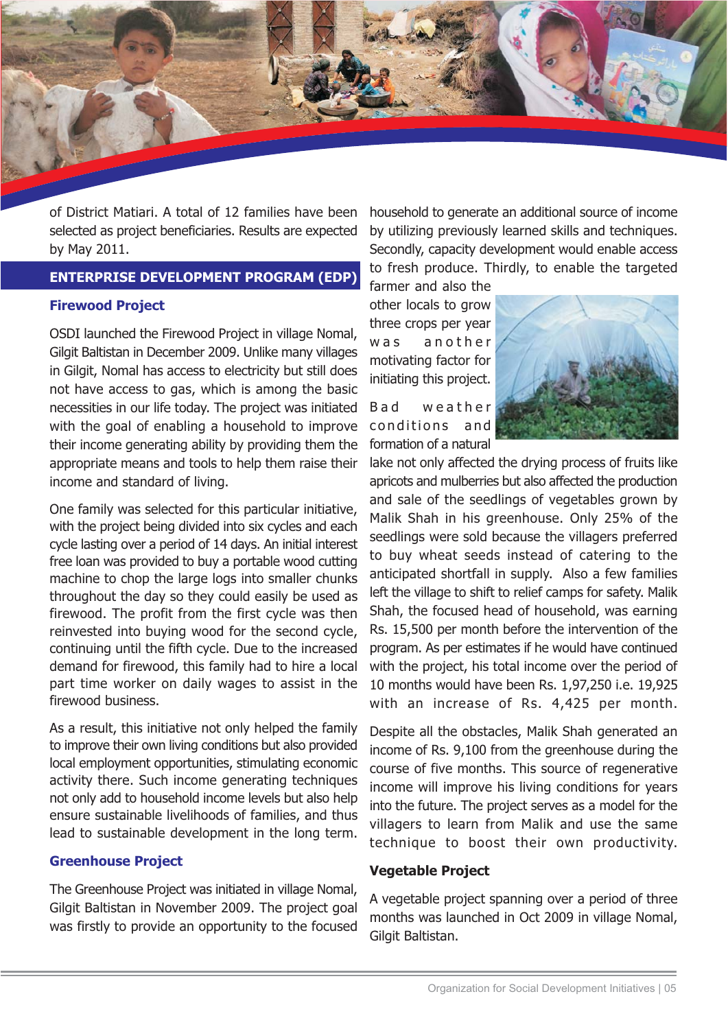of District Matiari. A total of 12 families have been selected as project beneficiaries. Results are expected by May 2011.

## ENTERPRISE DEVELOPMENT PROGRAM (EDP)

### Firewood Project

OSDI launched the Firewood Project in village Nomal, Gilgit Baltistan in December 2009. Unlike many villages in Gilgit, Nomal has access to electricity but still does not have access to gas, which is among the basic necessities in our life today. The project was initiated with the goal of enabling a household to improve their income generating ability by providing them the appropriate means and tools to help them raise their income and standard of living.

One family was selected for this particular initiative, with the project being divided into six cycles and each cycle lasting over a period of 14 days. An initial interest free loan was provided to buy a portable wood cutting machine to chop the large logs into smaller chunks throughout the day so they could easily be used as firewood. The profit from the first cycle was then reinvested into buying wood for the second cycle, continuing until the fifth cycle. Due to the increased demand for firewood, this family had to hire a local part time worker on daily wages to assist in the firewood business.

As a result, this initiative not only helped the family to improve their own living conditions but also provided local employment opportunities, stimulating economic activity there. Such income generating techniques not only add to household income levels but also help ensure sustainable livelihoods of families, and thus lead to sustainable development in the long term.

### Greenhouse Project

The Greenhouse Project was initiated in village Nomal, Gilgit Baltistan in November 2009. The project goal was firstly to provide an opportunity to the focused household to generate an additional source of income by utilizing previously learned skills and techniques. Secondly, capacity development would enable access to fresh produce. Thirdly, to enable the targeted farmer and also the other locals to grow three crops per year was another motivating factor for initiating this project.

Bad weather conditions and formation of a natural lake not only affected the drying process of fruits like apricots and mulberries but also affected the production and sale of the seedlings of vegetables grown by Malik Shah in his greenhouse. Only 25% of the seedlings were sold because the villagers preferred to buy wheat seeds instead of catering to the anticipated shortfall in supply. Also a few families left the village to shift to relief camps for safety. Malik Shah, the focused head of household, was earning Rs. 15,500 per month before the intervention of the program. As per estimates if he would have continued with the project, his total income over the period of 10 months would have been Rs. 1,97,250 i.e. 19,925 with an increase of Rs. 4,425 per month.

Despite all the obstacles, Malik Shah generated an income of Rs. 9,100 from the greenhouse during the course of five months. This source of regenerative income will improve his living conditions for years into the future. The project serves as a model for the villagers to learn from Malik and use the same technique to boost their own productivity.

### Vegetable Project

A vegetable project spanning over a period of three months was launched in Oct 2009 in village Nomal, Gilgit Baltistan.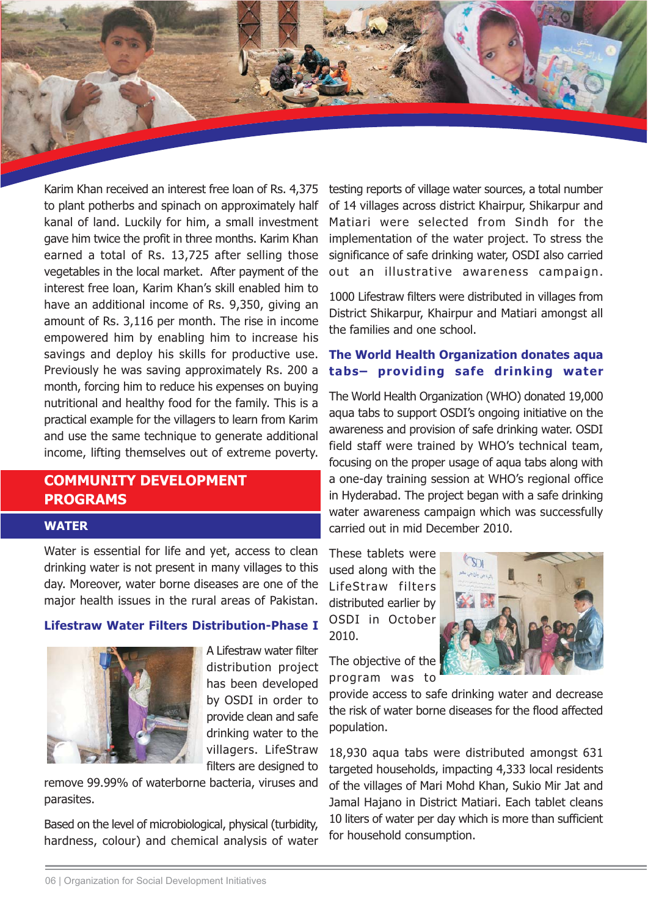Karim Khan received an interest free loan of Rs. 4,375 to plant potherbs and spinach on approximately half kanal of land. Luckily for him, a small investment gave him twice the profit in three months. Karim Khan earned a total of Rs. 13,725 after selling those vegetables in the local market. After payment of the interest free loan, Karim Khan's skill enabled him to have an additional income of Rs. 9,350, giving an amount of Rs. 3,116 per month. The rise in income empowered him by enabling him to increase his savings and deploy his skills for productive use. Previously he was saving approximately Rs. 200 a month, forcing him to reduce his expenses on buying nutritional and healthy food for the family. This is a practical example for the villagers to learn from Karim and use the same technique to generate additional income, lifting themselves out of extreme poverty.

## COMMUNITY DEVELOPMENT PROGRAMS

### WATER

Water is essential for life and yet, access to clean drinking water is not present in many villages to this day. Moreover, water borne diseases are one of the major health issues in the rural areas of Pakistan.

#### Lifestraw Water Filters Distribution-Phase I

A Lifestraw water filter distribution project has been developed by OSDI in order to provide clean and safe drinking water to the villagers. LifeStraw filters are designed to remove 99.99% of waterborne bacteria, viruses and parasites.

Based on the level of microbiological, physical (turbidity, hardness, colour) and chemical analysis of water testing reports of village water sources, a total number of 14 villages across district Khairpur, Shikarpur and Matiari were selected from Sindh for the implementation of the water project. To stress the significance of safe drinking water, OSDI also carried out an illustrative awareness campaign.

1000 Lifestraw filters were distributed in villages from District Shikarpur, Khairpur and Matiari amongst all the families and one school.

#### The World Health Organization donates aqua tabs– providing safe drinking water

The World Health Organization (WHO) donated 19,000 aqua tabs to support OSDI's ongoing initiative on the awareness and provision of safe drinking water. OSDI field staff were trained by WHO's technical team, focusing on the proper usage of aqua tabs along with a one-day training session at WHO's regional office in Hyderabad. The project began with a safe drinking water awareness campaign which was successfully carried out in mid December 2010.

These tablets were used along with the LifeStraw filters distributed earlier by OSDI in October 2010.

The objective of the program was to provide access to safe drinking water and decrease the risk of water borne diseases for the flood affected population.

18,930 aqua tabs were distributed amongst 631 targeted households, impacting 4,333 local residents of the villages of Mari Mohd Khan, Sukio Mir Jat and Jamal Hajano in District Matiari. Each tablet cleans 10 liters of water per day which is more than sufficient for household consumption.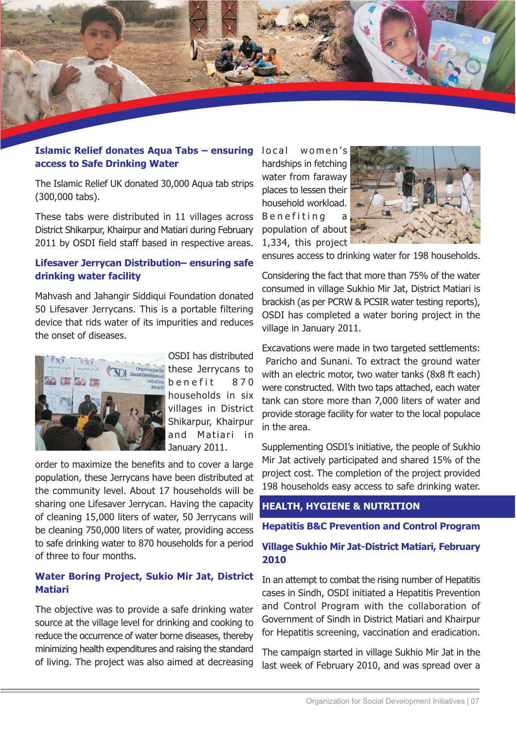### Islamic Relief donates Aqua Tabs – ensuring access to Safe Drinking Water

The Islamic Relief UK donated 30,000 Aqua tab strips (300,000 tabs).

These tabs were distributed in 11 villages across District Shikarpur, Khairpur and Matiari during February 2011 by OSDI field staff based in respective areas.

### Lifesaver Jerrycan Distribution– ensuring safe drinking water facility

Mahvash and Jahangir Siddiqui Foundation donated 50 Lifesaver Jerrycans. This is a portable filtering device that rids water of its impurities and reduces the onset of diseases.

OSDI has distributed these Jerrycans to benefit 870 households in six villages in District Shikarpur, Khairpur and Matiari in January 2011.

In order to maximize the benefits and to cover a large population, these Jerrycans have been distributed at the community level. About 17 households will be sharing one Lifesaver Jerrycan. Having the capacity of cleaning 15,000 liters of water, 50 Jerrycans will be cleaning 750,000 liters of water, providing access to safe drinking water to 870 households for a period of three to four months.

### Water Boring Project, Sukio Mir Jat, District Matiari

The objective was to provide a safe drinking water source at the village level for drinking and cooking to reduce the occurrence of water borne diseases, thereby minimizing health expenditures and raising the standard of living. The project was also aimed at decreasing local women's hardships in fetching water from faraway places to lessen their household workload. Benefiting a population of about 1,334, this project ensures access to drinking water for 198 households.

Considering the fact that more than 75% of the water consumed in village Sukhio Mir Jat, District Matiari is brackish (as per PCRW & PCSIR water testing reports), OSDI has completed a water boring project in the village in January 2011.

Excavations were made in two targeted settlements: Paricho and Sunani. To extract the ground water with an electric motor, two water tanks (8x8 ft each) were constructed. With two taps attached, each water tank can store more than 7,000 liters of water and provide storage facility for water to the local populace in the area.

Supplementing OSDI's initiative, the people of Sukhio Mir Jat actively participated and shared 15% of the project cost. The completion of the project provided 198 households easy access to safe drinking water.

## HEALTH, HYGIENE & NUTRITION

### Hepatitis B&C Prevention and Control Program

### Village Sukhio Mir Jat-District Matiari, February 2010

In an attempt to combat the rising number of Hepatitis cases in Sindh, OSDI initiated a Hepatitis Prevention and Control Program with the collaboration of Government of Sindh in District Matiari and Khairpur for Hepatitis screening, vaccination and eradication.

The campaign started in village Sukhio Mir Jat in the last week of February 2010, and was spread over a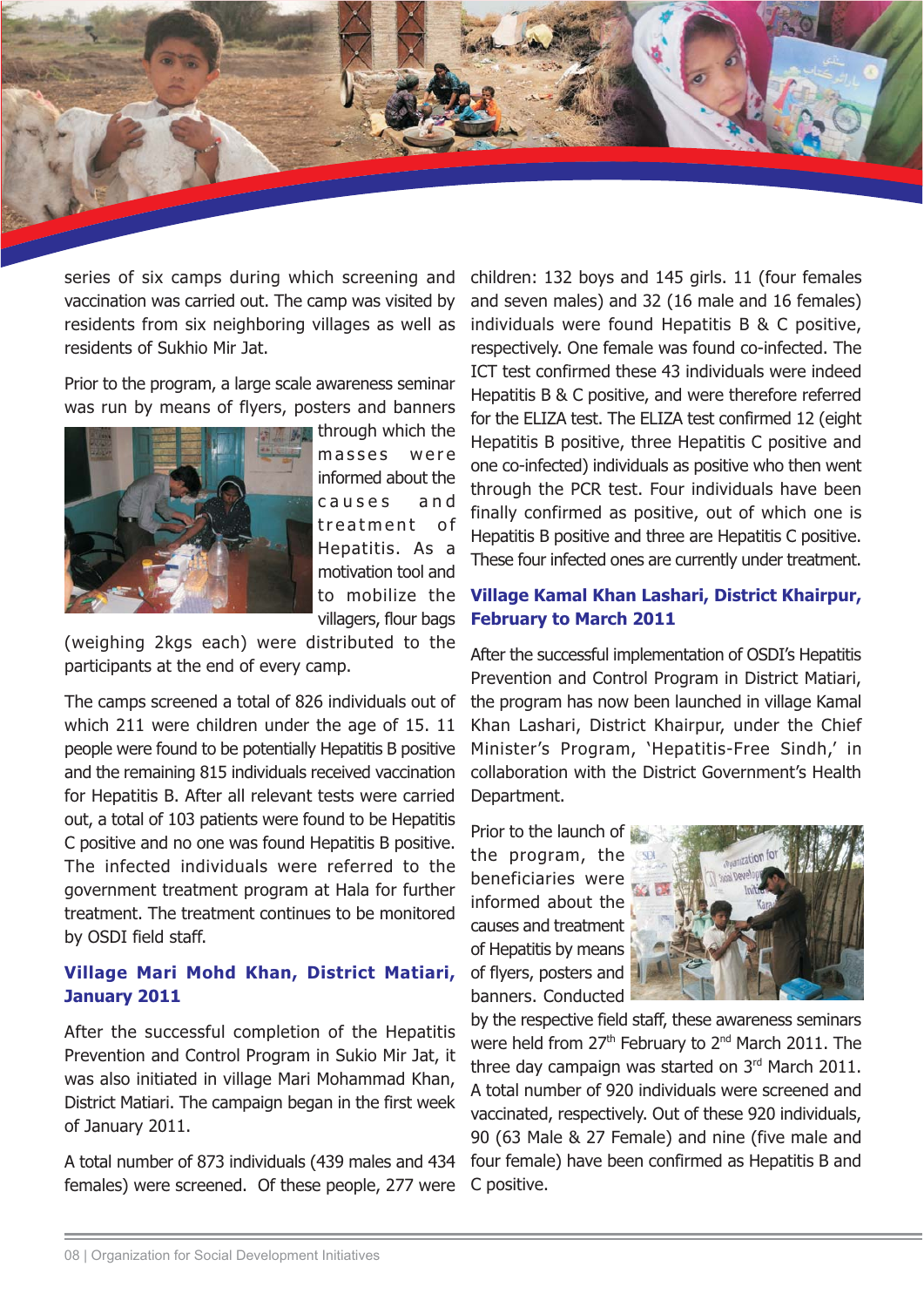series of six camps during which screening and vaccination was carried out. The camp was visited by residents from six neighboring villages as well as residents of Sukhio Mir Jat.

Prior to the program, a large scale awareness seminar was run by means of flyers, posters and banners through which the masses were informed about the causes and treatment of Hepatitis. As a motivation tool and to mobilize the villagers, flour bags (weighing 2kgs each) were distributed to the participants at the end of every camp.

The camps screened a total of 826 individuals out of which 211 were children under the age of 15. 11 people were found to be potentially Hepatitis B positive and the remaining 815 individuals received vaccination for Hepatitis B. After all relevant tests were carried out, a total of 103 patients were found to be Hepatitis C positive and no one was found Hepatitis B positive. The infected individuals were referred to the government treatment program at Hala for further treatment. The treatment continues to be monitored by OSDI field staff.

### Village Mari Mohd Khan, District Matiari, January 2011

After the successful completion of the Hepatitis Prevention and Control Program in Sukio Mir Jat, it was also initiated in village Mari Mohammad Khan, District Matiari. The campaign began in the first week of January 2011.

A total number of 873 individuals (439 males and 434 females) were screened. Of these people, 277 were children: 132 boys and 145 girls. 11 (four females and seven males) and 32 (16 male and 16 females) individuals were found Hepatitis B & C positive, respectively. One female was found co-infected. The ICT test confirmed these 43 individuals were indeed Hepatitis B & C positive, and were therefore referred for the ELIZA test. The ELIZA test confirmed 12 (eight Hepatitis B positive, three Hepatitis C positive and one co-infected) individuals as positive who then went through the PCR test. Four individuals have been finally confirmed as positive, out of which one is Hepatitis B positive and three are Hepatitis C positive. These four infected ones are currently under treatment.

### Village Kamal Khan Lashari, District Khairpur, February to March 2011

After the successful implementation of OSDI's Hepatitis Prevention and Control Program in District Matiari, the program has now been launched in village Kamal Khan Lashari, District Khairpur, under the Chief Minister's Program, 'Hepatitis-Free Sindh,' in collaboration with the District Government's Health Department.

Prior to the launch of the program, the beneficiaries were informed about the causes and treatment of Hepatitis by means of flyers, posters and banners. Conducted by the respective field staff, these awareness seminars were held from 27th February to 2nd March 2011. The three day campaign was started on 3rd March 2011. A total number of 920 individuals were screened and vaccinated, respectively. Out of these 920 individuals, 90 (63 Male & 27 Female) and nine (five male and four female) have been confirmed as Hepatitis B and C positive.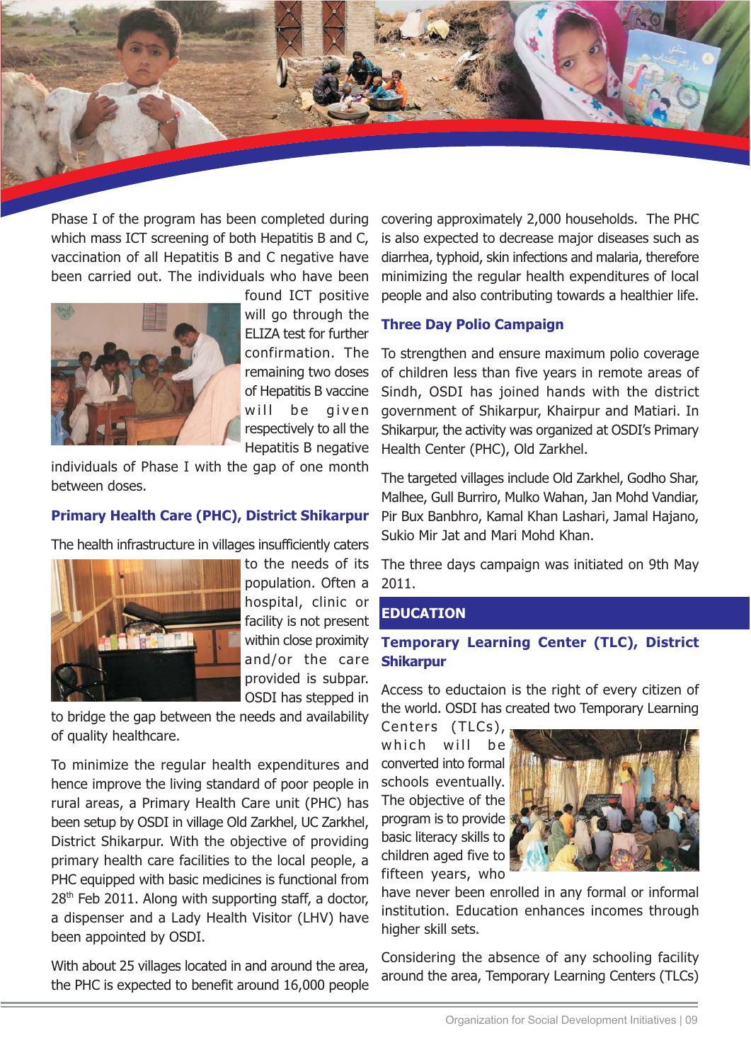Phase I of the program has been completed during which mass ICT screening of both Hepatitis B and C, vaccination of all Hepatitis B and C negative have been carried out. The individuals who have been found ICT positive will go through the ELIZA test for further confirmation. The remaining two doses of Hepatitis B vaccine will be given respectively to all the Hepatitis B negative individuals of Phase I with the gap of one month between doses.

### Primary Health Care (PHC), District Shikarpur

The health infrastructure in villages insufficiently caters to the needs of its population. Often a hospital, clinic or facility is not present within close proximity and/or the care provided is subpar. OSDI has stepped in to bridge the gap between the needs and availability of quality healthcare.

To minimize the regular health expenditures and hence improve the living standard of poor people in rural areas, a Primary Health Care unit (PHC) has been setup by OSDI in village Old Zarkhel, UC Zarkhel, District Shikarpur. With the objective of providing primary health care facilities to the local people, a PHC equipped with basic medicines is functional from 28th Feb 2011. Along with supporting staff, a doctor, a dispenser and a Lady Health Visitor (LHV) have been appointed by OSDI.

With about 25 villages located in and around the area, the PHC is expected to benefit around 16,000 people covering approximately 2,000 households. The PHC is also expected to decrease major diseases such as diarrhea, typhoid, skin infections and malaria, therefore minimizing the regular health expenditures of local people and also contributing towards a healthier life.

### Three Day Polio Campaign

To strengthen and ensure maximum polio coverage of children less than five years in remote areas of Sindh, OSDI has joined hands with the district government of Shikarpur, Khairpur and Matiari. In Shikarpur, the activity was organized at OSDI's Primary Health Center (PHC), Old Zarkhel.

The targeted villages include Old Zarkhel, Godho Shar, Malhee, Gull Burriro, Mulko Wahan, Jan Mohd Vandiar, Pir Bux Banbhro, Kamal Khan Lashari, Jamal Hajano, Sukio Mir Jat and Mari Mohd Khan.

The three days campaign was initiated on 9th May 2011.

## EDUCATION

### Temporary Learning Center (TLC), District Shikarpur

Access to eductaion is the right of every citizen of the world. OSDI has created two Temporary Learning Centers (TLCs), which will be converted into formal schools eventually. The objective of the program is to provide basic literacy skills to children aged five to fifteen years, who have never been enrolled in any formal or informal institution. Education enhances incomes through higher skill sets.

Considering the absence of any schooling facility around the area, Temporary Learning Centers (TLCs)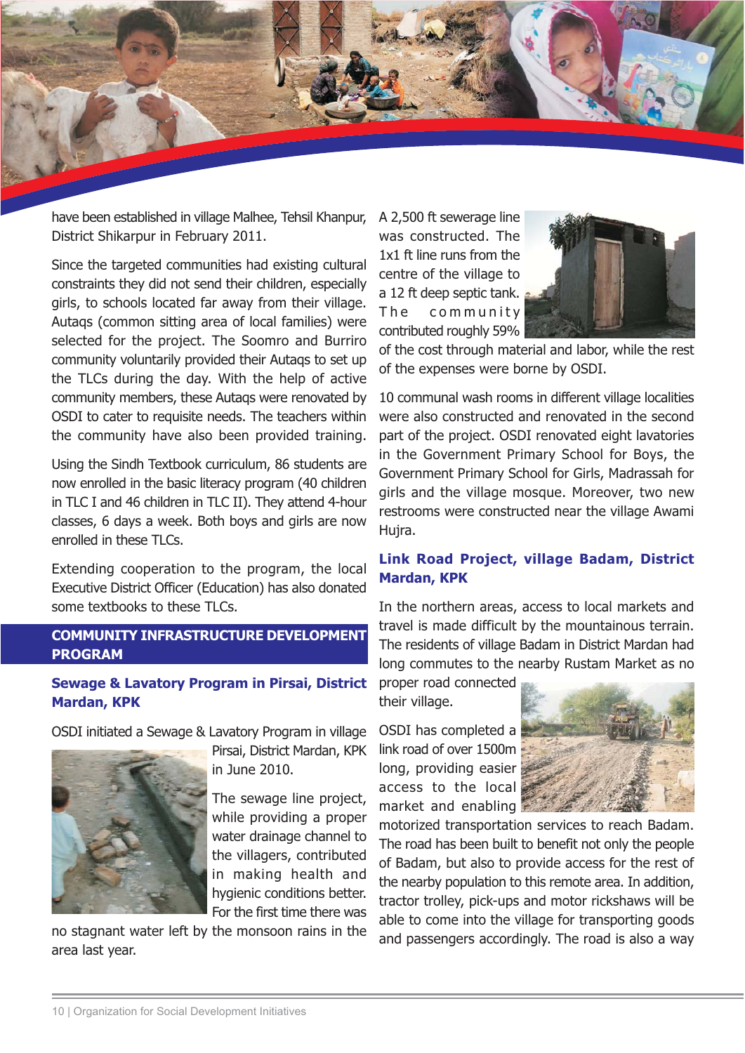have been established in village Malhee, Tehsil Khanpur, District Shikarpur in February 2011.

Since the targeted communities had existing cultural constraints they did not send their children, especially girls, to schools located far away from their village. Autaqs (common sitting area of local families) were selected for the project. The Soomro and Burriro community voluntarily provided their Autaqs to set up the TLCs during the day. With the help of active community members, these Autaqs were renovated by OSDI to cater to requisite needs. The teachers within the community have also been provided training.

Using the Sindh Textbook curriculum, 86 students are now enrolled in the basic literacy program (40 children in TLC I and 46 children in TLC II). They attend 4-hour classes, 6 days a week. Both boys and girls are now enrolled in these TLCs.

Extending cooperation to the program, the local Executive District Officer (Education) has also donated some textbooks to these TLCs.

## COMMUNITY INFRASTRUCTURE DEVELOPMENT PROGRAM

### Sewage & Lavatory Program in Pirsai, District Mardan, KPK

OSDI initiated a Sewage & Lavatory Program in village Pirsai, District Mardan, KPK in June 2010.

The sewage line project, while providing a proper water drainage channel to the villagers, contributed in making health and hygienic conditions better. For the first time there was no stagnant water left by the monsoon rains in the area last year.

A 2,500 ft sewerage line was constructed. The 1x1 ft line runs from the centre of the village to a 12 ft deep septic tank. The community contributed roughly 59% of the cost through material and labor, while the rest of the expenses were borne by OSDI.

10 communal wash rooms in different village localities were also constructed and renovated in the second part of the project. OSDI renovated eight lavatories in the Government Primary School for Boys, the Government Primary School for Girls, Madrassah for girls and the village mosque. Moreover, two new restrooms were constructed near the village Awami Hujra.

### Link Road Project, village Badam, District Mardan, KPK

In the northern areas, access to local markets and travel is made difficult by the mountainous terrain. The residents of village Badam in District Mardan had long commutes to the nearby Rustam Market as no proper road connected their village.

OSDI has completed a link road of over 1500m long, providing easier access to the local market and enabling motorized transportation services to reach Badam. The road has been built to benefit not only the people of Badam, but also to provide access for the rest of the nearby population to this remote area. In addition, tractor trolley, pick-ups and motor rickshaws will be able to come into the village for transporting goods and passengers accordingly. The road is also a way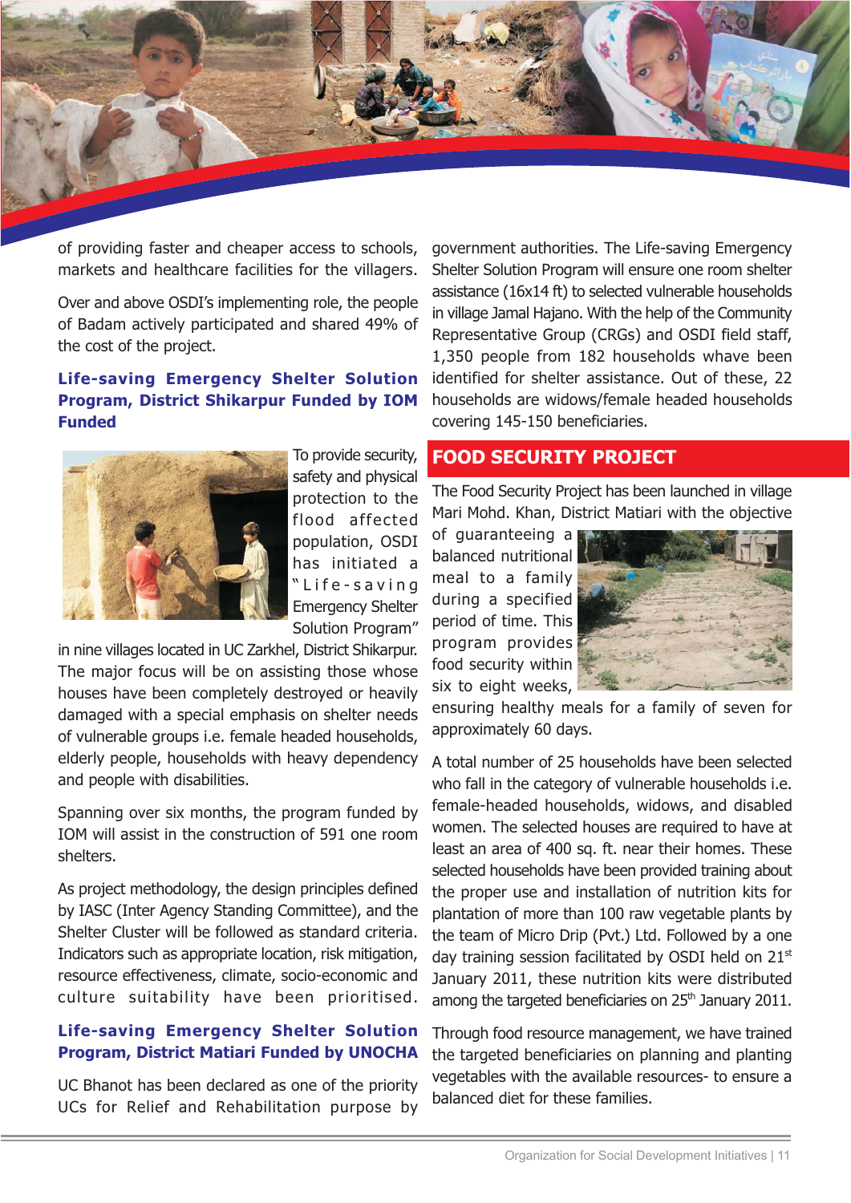of providing faster and cheaper access to schools, markets and healthcare facilities for the villagers.

Over and above OSDI's implementing role, the people of Badam actively participated and shared 49% of the cost of the project.

### Life-saving Emergency Shelter Solution Program, District Shikarpur Funded by IOM Funded

To provide security, safety and physical protection to the flood affected population, OSDI has initiated a "Life-saving Emergency Shelter Solution Program" in nine villages located in UC Zarkhel, District Shikarpur. The major focus will be on assisting those whose houses have been completely destroyed or heavily damaged with a special emphasis on shelter needs of vulnerable groups i.e. female headed households, elderly people, households with heavy dependency and people with disabilities.

Spanning over six months, the program funded by IOM will assist in the construction of 591 one room shelters.

As project methodology, the design principles defined by IASC (Inter Agency Standing Committee), and the Shelter Cluster will be followed as standard criteria. Indicators such as appropriate location, risk mitigation, resource effectiveness, climate, socio-economic and culture suitability have been prioritised.

### Life-saving Emergency Shelter Solution Program, District Matiari Funded by UNOCHA

UC Bhanot has been declared as one of the priority UCs for Relief and Rehabilitation purpose by government authorities. The Life-saving Emergency Shelter Solution Program will ensure one room shelter assistance (16x14 ft) to selected vulnerable households in village Jamal Hajano. With the help of the Community Representative Group (CRGs) and OSDI field staff, 1,350 people from 182 households whave been identified for shelter assistance. Out of these, 22 households are widows/female headed households covering 145-150 beneficiaries.

## FOOD SECURITY PROJECT

The Food Security Project has been launched in village Mari Mohd. Khan, District Matiari with the objective of guaranteeing a balanced nutritional meal to a family during a specified period of time. This program provides food security within six to eight weeks, ensuring healthy meals for a family of seven for approximately 60 days.

A total number of 25 households have been selected who fall in the category of vulnerable households i.e. female-headed households, widows, and disabled women. The selected houses are required to have at least an area of 400 sq. ft. near their homes. These selected households have been provided training about the proper use and installation of nutrition kits for plantation of more than 100 raw vegetable plants by the team of Micro Drip (Pvt.) Ltd. Followed by a one day training session facilitated by OSDI held on 21st January 2011, these nutrition kits were distributed among the targeted beneficiaries on 25th January 2011.

Through food resource management, we have trained the targeted beneficiaries on planning and planting vegetables with the available resources- to ensure a balanced diet for these families.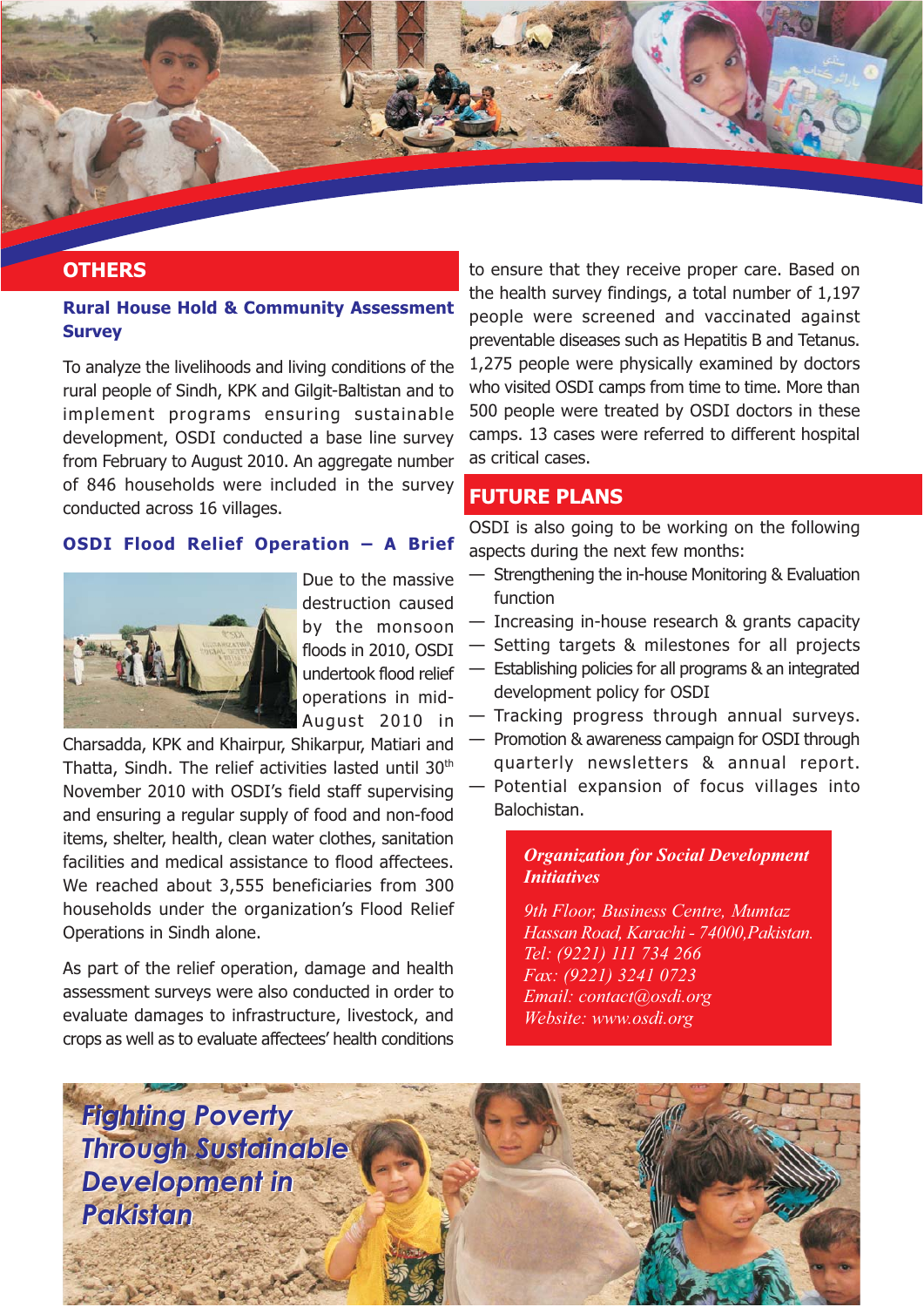## OTHERS

### Rural House Hold & Community Assessment Survey

To analyze the livelihoods and living conditions of the rural people of Sindh, KPK and Gilgit-Baltistan and to implement programs ensuring sustainable development, OSDI conducted a base line survey from February to August 2010. An aggregate number of 846 households were included in the survey conducted across 16 villages.

### OSDI Flood Relief Operation – A Brief

Due to the massive destruction caused by the monsoon floods in 2010, OSDI undertook flood relief operations in mid-August 2010 in Charsadda, KPK and Khairpur, Shikarpur, Matiari and Thatta, Sindh. The relief activities lasted until 30th November 2010 with OSDI's field staff supervising and ensuring a regular supply of food and non-food items, shelter, health, clean water clothes, sanitation facilities and medical assistance to flood affectees. We reached about 3,555 beneficiaries from 300 households under the organization's Flood Relief Operations in Sindh alone.

As part of the relief operation, damage and health assessment surveys were also conducted in order to evaluate damages to infrastructure, livestock, and crops as well as to evaluate affectees' health conditions to ensure that they receive proper care. Based on the health survey findings, a total number of 1,197 people were screened and vaccinated against preventable diseases such as Hepatitis B and Tetanus. 1,275 people were physically examined by doctors who visited OSDI camps from time to time. More than 500 people were treated by OSDI doctors in these camps. 13 cases were referred to different hospital as critical cases.

## FUTURE PLANS

OSDI is also going to be working on the following aspects during the next few months:

- Strengthening the in-house Monitoring & Evaluation function
- Increasing in-house research & grants capacity
- Setting targets & milestones for all projects
- Establishing policies for all programs & an integrated development policy for OSDI
- Tracking progress through annual surveys.
- Promotion & awareness campaign for OSDI through quarterly newsletters & annual report.
- Potential expansion of focus villages into Balochistan.

***Organization for Social Development Initiatives***

*9th Floor, Business Centre, Mumtaz Hassan Road, Karachi - 74000,Pakistan.*
*Tel: (9221) 111 734 266*
*Fax: (9221) 3241 0723*
*Email: contact@osdi.org*
*Website: www.osdi.org*

***Fighting Poverty Through Sustainable Development in Pakistan***